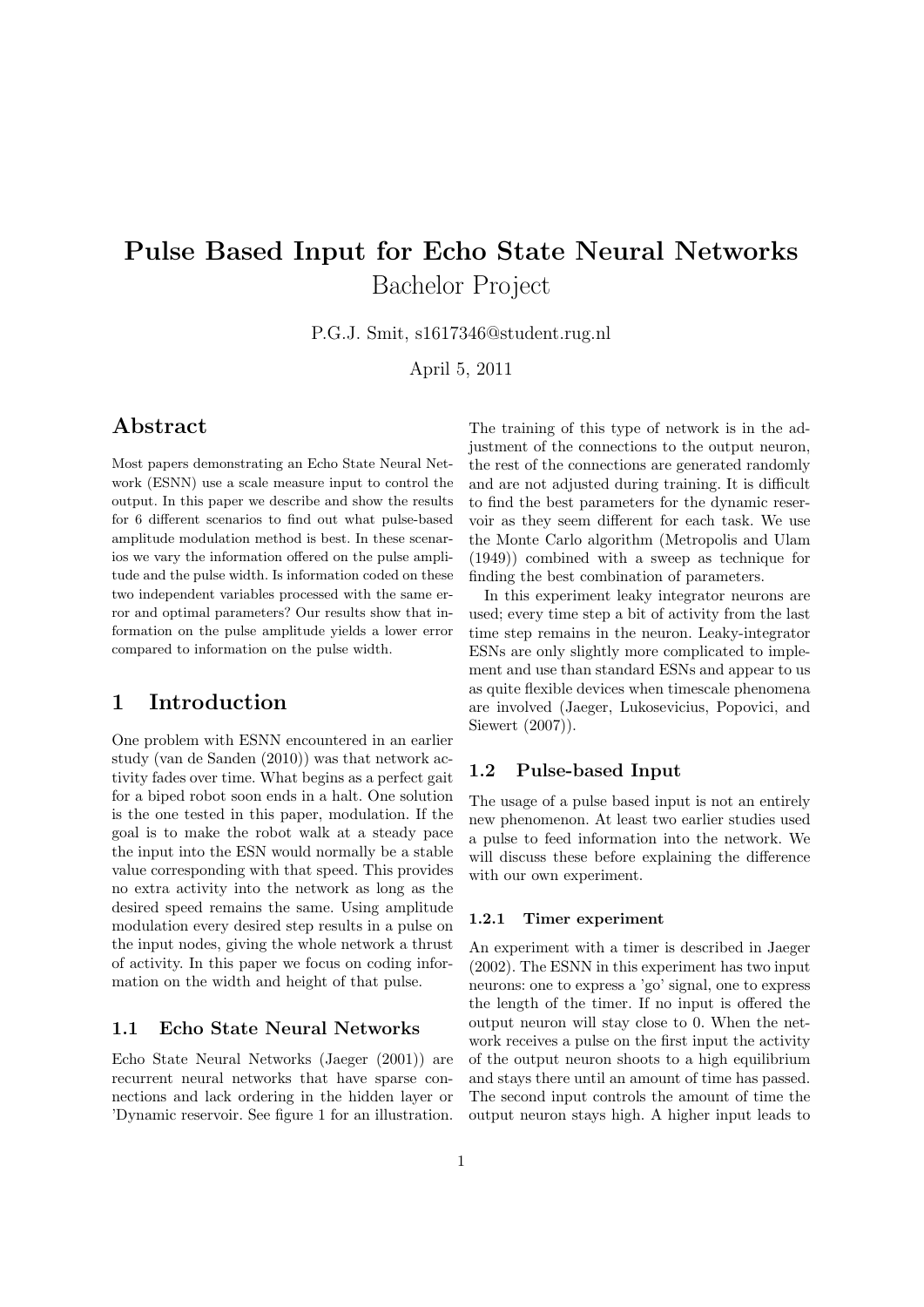# Pulse Based Input for Echo State Neural Networks

Bachelor Project

P.G.J. Smit, s1617346@student.rug.nl

April 5, 2011

## Abstract

Most papers demonstrating an Echo State Neural Network (ESNN) use a scale measure input to control the output. In this paper we describe and show the results for 6 different scenarios to find out what pulse-based amplitude modulation method is best. In these scenarios we vary the information offered on the pulse amplitude and the pulse width. Is information coded on these two independent variables processed with the same error and optimal parameters? Our results show that information on the pulse amplitude yields a lower error compared to information on the pulse width.

## 1 Introduction

One problem with ESNN encountered in an earlier study (van de Sanden (2010)) was that network activity fades over time. What begins as a perfect gait for a biped robot soon ends in a halt. One solution is the one tested in this paper, modulation. If the goal is to make the robot walk at a steady pace the input into the ESN would normally be a stable value corresponding with that speed. This provides no extra activity into the network as long as the desired speed remains the same. Using amplitude modulation every desired step results in a pulse on the input nodes, giving the whole network a thrust of activity. In this paper we focus on coding information on the width and height of that pulse.

### 1.1 Echo State Neural Networks

Echo State Neural Networks (Jaeger (2001)) are recurrent neural networks that have sparse connections and lack ordering in the hidden layer or 'Dynamic reservoir. See figure 1 for an illustration. The training of this type of network is in the adjustment of the connections to the output neuron, the rest of the connections are generated randomly and are not adjusted during training. It is difficult to find the best parameters for the dynamic reservoir as they seem different for each task. We use the Monte Carlo algorithm (Metropolis and Ulam (1949)) combined with a sweep as technique for finding the best combination of parameters.

In this experiment leaky integrator neurons are used; every time step a bit of activity from the last time step remains in the neuron. Leaky-integrator ESNs are only slightly more complicated to implement and use than standard ESNs and appear to us as quite flexible devices when timescale phenomena are involved (Jaeger, Lukosevicius, Popovici, and Siewert (2007)).

### 1.2 Pulse-based Input

The usage of a pulse based input is not an entirely new phenomenon. At least two earlier studies used a pulse to feed information into the network. We will discuss these before explaining the difference with our own experiment.

#### 1.2.1 Timer experiment

An experiment with a timer is described in Jaeger (2002). The ESNN in this experiment has two input neurons: one to express a 'go' signal, one to express the length of the timer. If no input is offered the output neuron will stay close to 0. When the network receives a pulse on the first input the activity of the output neuron shoots to a high equilibrium and stays there until an amount of time has passed. The second input controls the amount of time the output neuron stays high. A higher input leads to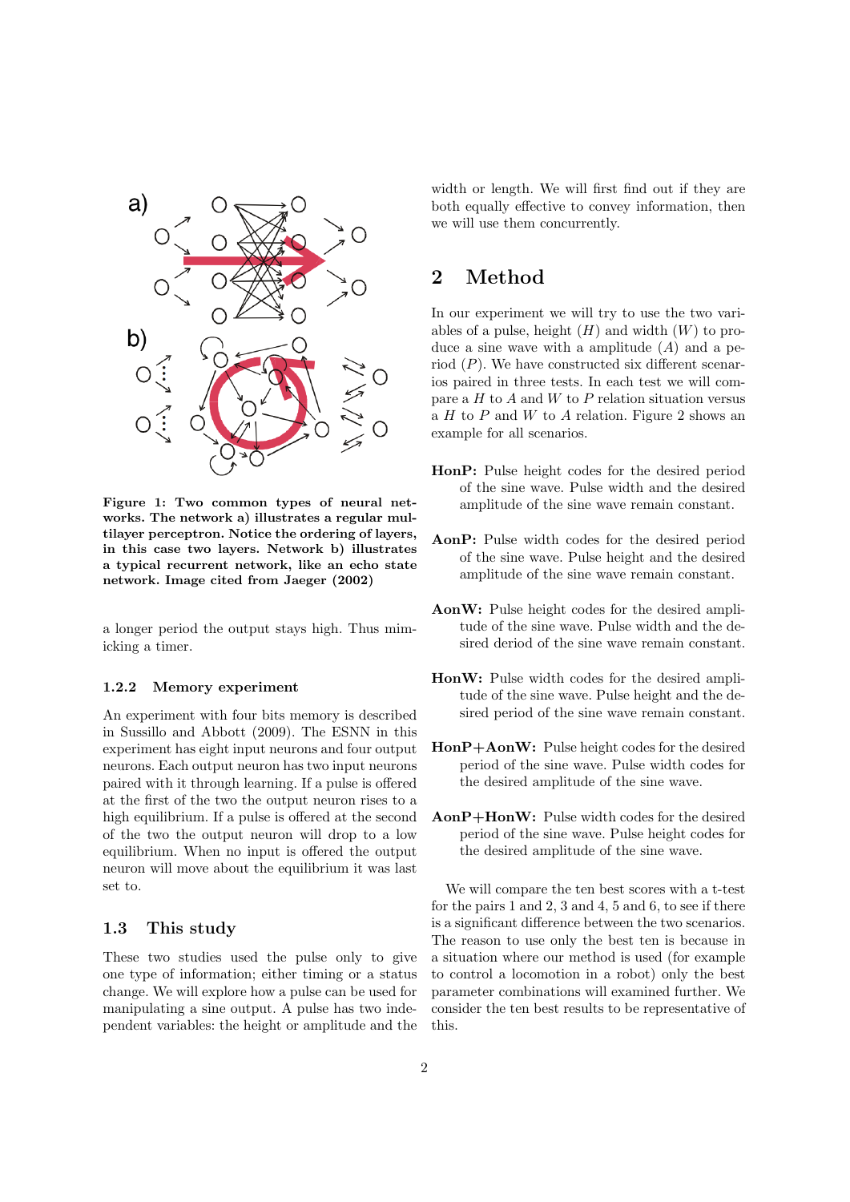**Figure 1: Two common types of neural networks. The network a) illustrates a regular multilayer perceptron. Notice the ordering of layers, in this case two layers. Network b) illustrates a typical recurrent network, like an echo state network. Image cited from Jaeger (2002)**

a longer period the output stays high. Thus mimicking a timer.

### 1.2.2 Memory experiment

An experiment with four bits memory is described in Sussillo and Abbott (2009). The ESNN in this experiment has eight input neurons and four output neurons. Each output neuron has two input neurons paired with it through learning. If a pulse is offered at the first of the two the output neuron rises to a high equilibrium. If a pulse is offered at the second of the two the output neuron will drop to a low equilibrium. When no input is offered the output neuron will move about the equilibrium it was last set to.

## 1.3 This study

These two studies used the pulse only to give one type of information; either timing or a status change. We will explore how a pulse can be used for manipulating a sine output. A pulse has two independent variables: the height or amplitude and the width or length. We will first find out if they are both equally effective to convey information, then we will use them concurrently.

# 2 Method

In our experiment we will try to use the two variables of a pulse, height ($H$) and width ($W$) to produce a sine wave with a amplitude ($A$) and a period ($P$). We have constructed six different scenarios paired in three tests. In each test we will compare a $H$ to $A$ and $W$ to $P$ relation situation versus a $H$ to $P$ and $W$ to $A$ relation. Figure 2 shows an example for all scenarios.

**HonP:** Pulse height codes for the desired period of the sine wave. Pulse width and the desired amplitude of the sine wave remain constant.

**AonP:** Pulse width codes for the desired period of the sine wave. Pulse height and the desired amplitude of the sine wave remain constant.

**AonW:** Pulse height codes for the desired amplitude of the sine wave. Pulse width and the desired deriod of the sine wave remain constant.

**HonW:** Pulse width codes for the desired amplitude of the sine wave. Pulse height and the desired period of the sine wave remain constant.

**HonP+AonW:** Pulse height codes for the desired period of the sine wave. Pulse width codes for the desired amplitude of the sine wave.

**AonP+HonW:** Pulse width codes for the desired period of the sine wave. Pulse height codes for the desired amplitude of the sine wave.

We will compare the ten best scores with a t-test for the pairs 1 and 2, 3 and 4, 5 and 6, to see if there is a significant difference between the two scenarios. The reason to use only the best ten is because in a situation where our method is used (for example to control a locomotion in a robot) only the best parameter combinations will examined further. We consider the ten best results to be representative of this.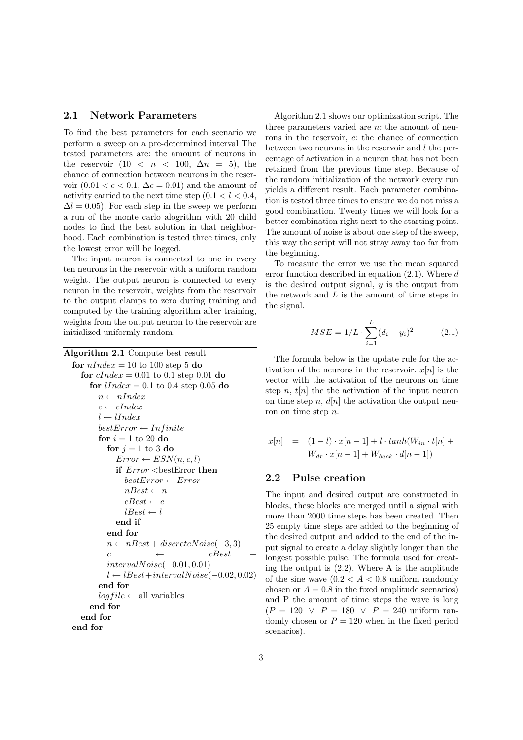## 2.1 Network Parameters

To find the best parameters for each scenario we perform a sweep on a pre-determined interval The tested parameters are: the amount of neurons in the reservoir ($10 < n < 100$, $\Delta n = 5$), the chance of connection between neurons in the reservoir ($0.01 < c < 0.1$, $\Delta c = 0.01$) and the amount of activity carried to the next time step ($0.1 < l < 0.4$, $\Delta l = 0.05$). For each step in the sweep we perform a run of the monte carlo alogrithm with 20 child nodes to find the best solution in that neighborhood. Each combination is tested three times, only the lowest error will be logged.

The input neuron is connected to one in every ten neurons in the reservoir with a uniform random weight. The output neuron is connected to every neuron in the reservoir, weights from the reservoir to the output clamps to zero during training and computed by the training algorithm after training, weights from the output neuron to the reservoir are initialized uniformly random.

**Algorithm 2.1** Compute best result

```
for nIndex = 10 to 100 step 5 do
  for cIndex = 0.01 to 0.1 step 0.01 do
    for lIndex = 0.1 to 0.4 step 0.05 do
      n ← nIndex
      c ← cIndex
      l ← lIndex
      bestError ← Infinite
      for i = 1 to 20 do
        for j = 1 to 3 do
          Error ← ESN(n, c, l)
          if Error <bestError then
            bestError ← Error
            nBest ← n
            cBest ← c
            lBest ← l
          end if
        end for
        n ← nBest + discreteNoise(−3, 3)
        c ← cBest + intervalNoise(−0.01, 0.01)
        l ← lBest + intervalNoise(−0.02, 0.02)
      end for
      logfile ← all variables
    end for
  end for
end for
```

Algorithm 2.1 shows our optimization script. The three parameters varied are $n$: the amount of neurons in the reservoir, $c$: the chance of connection between two neurons in the reservoir and $l$ the percentage of activation in a neuron that has not been retained from the previous time step. Because of the random initialization of the network every run yields a different result. Each parameter combination is tested three times to ensure we do not miss a good combination. Twenty times we will look for a better combination right next to the starting point. The amount of noise is about one step of the sweep, this way the script will not stray away too far from the beginning.

To measure the error we use the mean squared error function described in equation (2.1). Where $d$ is the desired output signal, $y$ is the output from the network and $L$ is the amount of time steps in the signal.

$$MSE = 1/L \cdot \sum_{i=1}^{L} (d_i - y_i)^2 \tag{2.1}$$

The formula below is the update rule for the activation of the neurons in the reservoir. $x[n]$ is the vector with the activation of the neurons on time step $n$, $t[n]$ the the activation of the input neuron on time step $n$, $d[n]$ the activation the output neuron on time step $n$.

$$\begin{aligned} x[n] &= (1-l) \cdot x[n-1] + l \cdot tanh(W_{in} \cdot t[n] + \\ &\quad W_{dr} \cdot x[n-1] + W_{back} \cdot d[n-1]) \end{aligned}$$

## 2.2 Pulse creation

The input and desired output are constructed in blocks, these blocks are merged until a signal with more than 2000 time steps has been created. Then 25 empty time steps are added to the beginning of the desired output and added to the end of the input signal to create a delay slightly longer than the longest possible pulse. The formula used for creating the output is (2.2). Where A is the amplitude of the sine wave ($0.2 < A < 0.8$ uniform randomly chosen or $A = 0.8$ in the fixed amplitude scenarios) and P the amount of time steps the wave is long ($P = 120 \ \vee \ P = 180 \ \vee \ P = 240$ uniform randomly chosen or $P = 120$ when in the fixed period scenarios).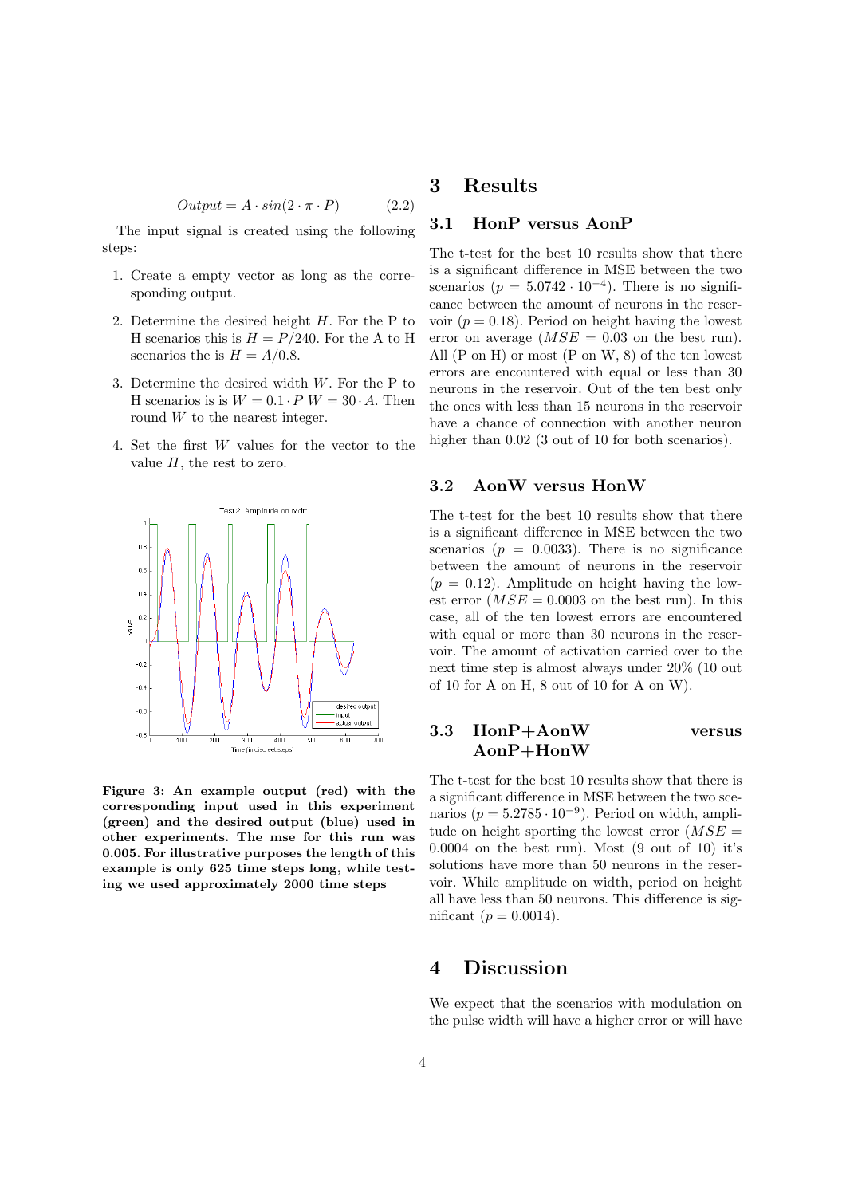$$Output = A \cdot sin(2 \cdot \pi \cdot P) \tag{2.2}$$

The input signal is created using the following steps:

1. Create a empty vector as long as the corresponding output.
2. Determine the desired height $H$. For the P to H scenarios this is $H = P/240$. For the A to H scenarios the is $H = A/0.8$.
3. Determine the desired width $W$. For the P to H scenarios is is $W = 0.1 \cdot P$ $W = 30 \cdot A$. Then round $W$ to the nearest integer.
4. Set the first $W$ values for the vector to the value $H$, the rest to zero.

**Figure 3: An example output (red) with the corresponding input used in this experiment (green) and the desired output (blue) used in other experiments. The mse for this run was 0.005. For illustrative purposes the length of this example is only 625 time steps long, while testing we used approximately 2000 time steps**

# 3 Results

## 3.1 HonP versus AonP

The t-test for the best 10 results show that there is a significant difference in MSE between the two scenarios ($p = 5.0742 \cdot 10^{-4}$). There is no significance between the amount of neurons in the reservoir ($p = 0.18$). Period on height having the lowest error on average ($MSE = 0.03$ on the best run). All (P on H) or most (P on W, 8) of the ten lowest errors are encountered with equal or less than 30 neurons in the reservoir. Out of the ten best only the ones with less than 15 neurons in the reservoir have a chance of connection with another neuron higher than 0.02 (3 out of 10 for both scenarios).

## 3.2 AonW versus HonW

The t-test for the best 10 results show that there is a significant difference in MSE between the two scenarios ($p = 0.0033$). There is no significance between the amount of neurons in the reservoir ($p = 0.12$). Amplitude on height having the lowest error ($MSE = 0.0003$ on the best run). In this case, all of the ten lowest errors are encountered with equal or more than 30 neurons in the reservoir. The amount of activation carried over to the next time step is almost always under 20% (10 out of 10 for A on H, 8 out of 10 for A on W).

## 3.3 HonP+AonW versus AonP+HonW

The t-test for the best 10 results show that there is a significant difference in MSE between the two scenarios ($p = 5.2785 \cdot 10^{-9}$). Period on width, amplitude on height sporting the lowest error ($MSE = 0.0004$ on the best run). Most (9 out of 10) it's solutions have more than 50 neurons in the reservoir. While amplitude on width, period on height all have less than 50 neurons. This difference is significant ($p = 0.0014$).

# 4 Discussion

We expect that the scenarios with modulation on the pulse width will have a higher error or will have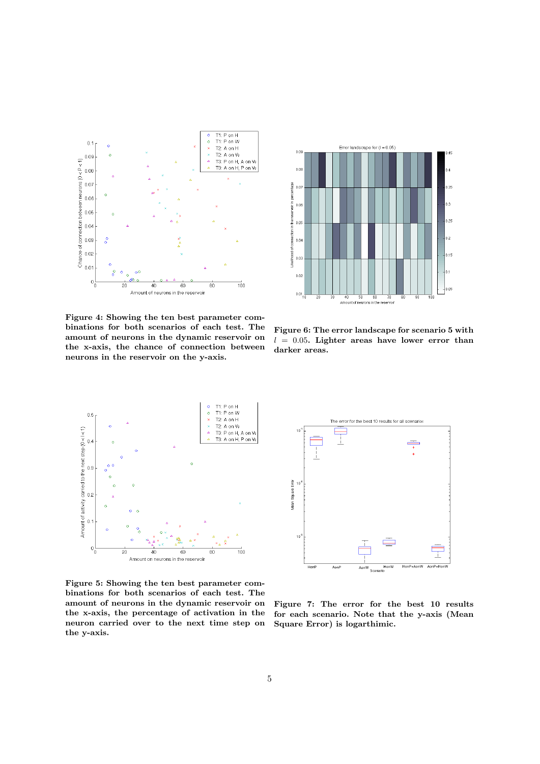**Figure 4: Showing the ten best parameter combinations for both scenarios of each test. The amount of neurons in the dynamic reservoir on the x-axis, the chance of connection between neurons in the reservoir on the y-axis.**

**Figure 6: The error landscape for scenario 5 with $l = 0.05$. Lighter areas have lower error than darker areas.**

**Figure 5: Showing the ten best parameter combinations for both scenarios of each test. The amount of neurons in the dynamic reservoir on the x-axis, the percentage of activation in the neuron carried over to the next time step on the y-axis.**

**Figure 7: The error for the best 10 results for each scenario. Note that the y-axis (Mean Square Error) is logarthimic.**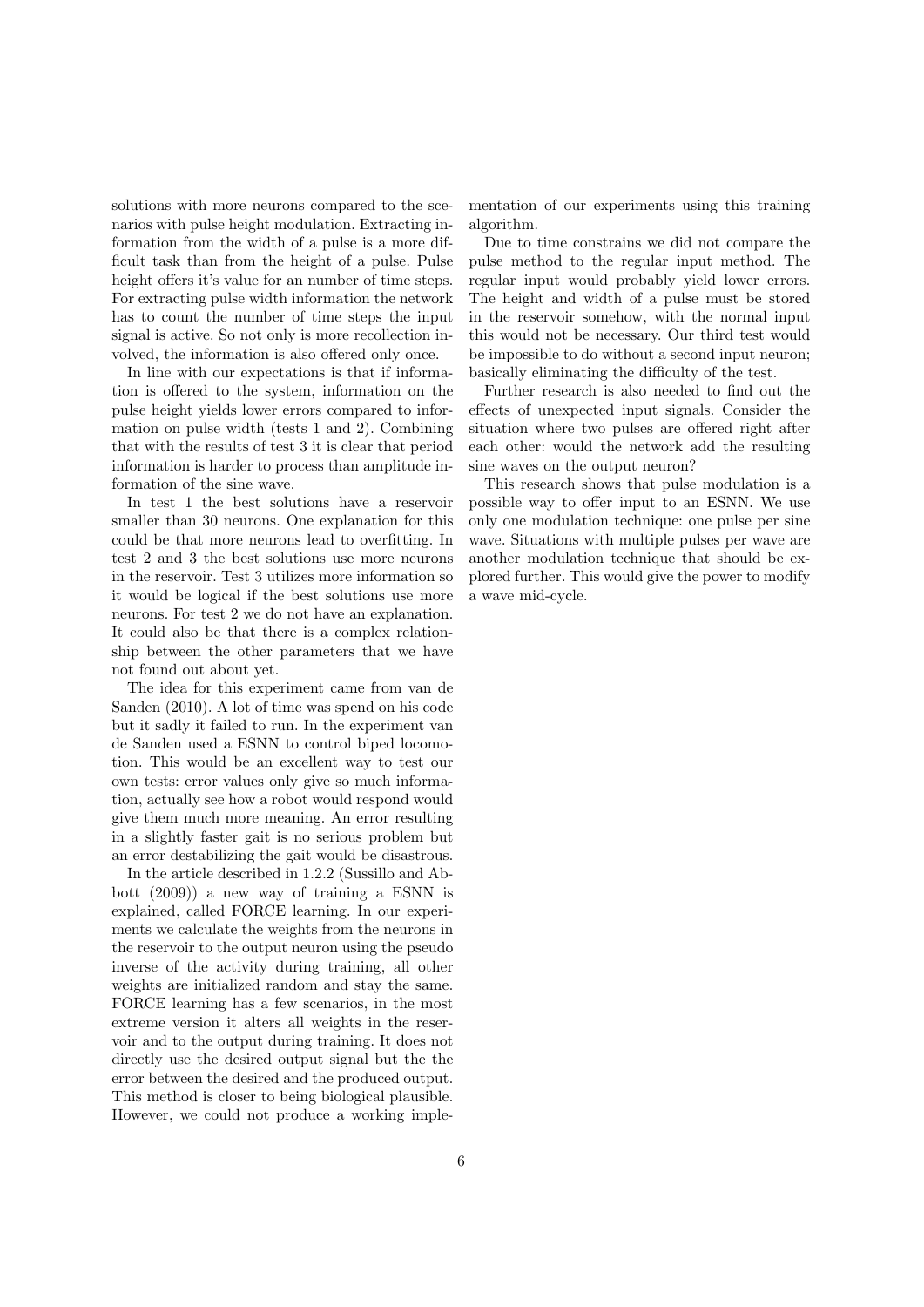solutions with more neurons compared to the scenarios with pulse height modulation. Extracting information from the width of a pulse is a more difficult task than from the height of a pulse. Pulse height offers it's value for an number of time steps. For extracting pulse width information the network has to count the number of time steps the input signal is active. So not only is more recollection involved, the information is also offered only once.

In line with our expectations is that if information is offered to the system, information on the pulse height yields lower errors compared to information on pulse width (tests 1 and 2). Combining that with the results of test 3 it is clear that period information is harder to process than amplitude information of the sine wave.

In test 1 the best solutions have a reservoir smaller than 30 neurons. One explanation for this could be that more neurons lead to overfitting. In test 2 and 3 the best solutions use more neurons in the reservoir. Test 3 utilizes more information so it would be logical if the best solutions use more neurons. For test 2 we do not have an explanation. It could also be that there is a complex relationship between the other parameters that we have not found out about yet.

The idea for this experiment came from van de Sanden (2010). A lot of time was spend on his code but it sadly it failed to run. In the experiment van de Sanden used a ESNN to control biped locomotion. This would be an excellent way to test our own tests: error values only give so much information, actually see how a robot would respond would give them much more meaning. An error resulting in a slightly faster gait is no serious problem but an error destabilizing the gait would be disastrous.

In the article described in 1.2.2 (Sussillo and Abbott (2009)) a new way of training a ESNN is explained, called FORCE learning. In our experiments we calculate the weights from the neurons in the reservoir to the output neuron using the pseudo inverse of the activity during training, all other weights are initialized random and stay the same. FORCE learning has a few scenarios, in the most extreme version it alters all weights in the reservoir and to the output during training. It does not directly use the desired output signal but the the error between the desired and the produced output. This method is closer to being biological plausible. However, we could not produce a working implementation of our experiments using this training algorithm.

Due to time constrains we did not compare the pulse method to the regular input method. The regular input would probably yield lower errors. The height and width of a pulse must be stored in the reservoir somehow, with the normal input this would not be necessary. Our third test would be impossible to do without a second input neuron; basically eliminating the difficulty of the test.

Further research is also needed to find out the effects of unexpected input signals. Consider the situation where two pulses are offered right after each other: would the network add the resulting sine waves on the output neuron?

This research shows that pulse modulation is a possible way to offer input to an ESNN. We use only one modulation technique: one pulse per sine wave. Situations with multiple pulses per wave are another modulation technique that should be explored further. This would give the power to modify a wave mid-cycle.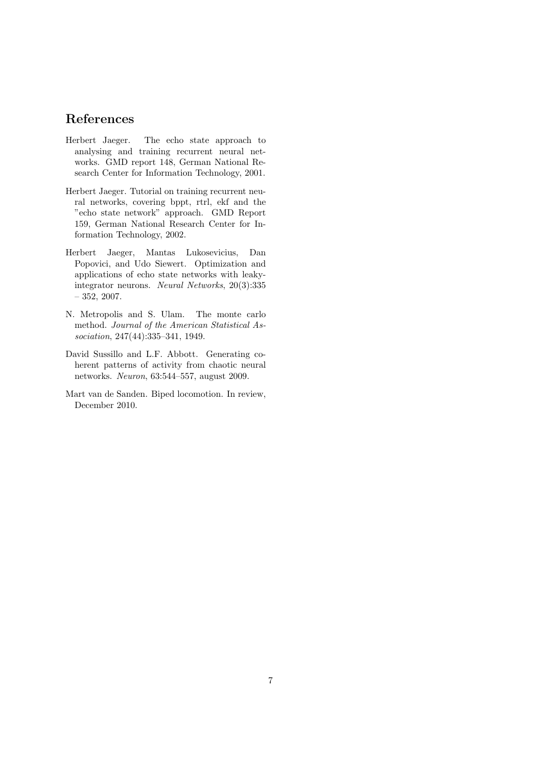## References

Herbert Jaeger. The echo state approach to analysing and training recurrent neural networks. GMD report 148, German National Research Center for Information Technology, 2001.

Herbert Jaeger. Tutorial on training recurrent neural networks, covering bppt, rtrl, ekf and the "echo state network" approach. GMD Report 159, German National Research Center for Information Technology, 2002.

Herbert Jaeger, Mantas Lukosevicius, Dan Popovici, and Udo Siewert. Optimization and applications of echo state networks with leaky-integrator neurons. *Neural Networks*, 20(3):335 – 352, 2007.

N. Metropolis and S. Ulam. The monte carlo method. *Journal of the American Statistical Association*, 247(44):335–341, 1949.

David Sussillo and L.F. Abbott. Generating coherent patterns of activity from chaotic neural networks. *Neuron*, 63:544–557, august 2009.

Mart van de Sanden. Biped locomotion. In review, December 2010.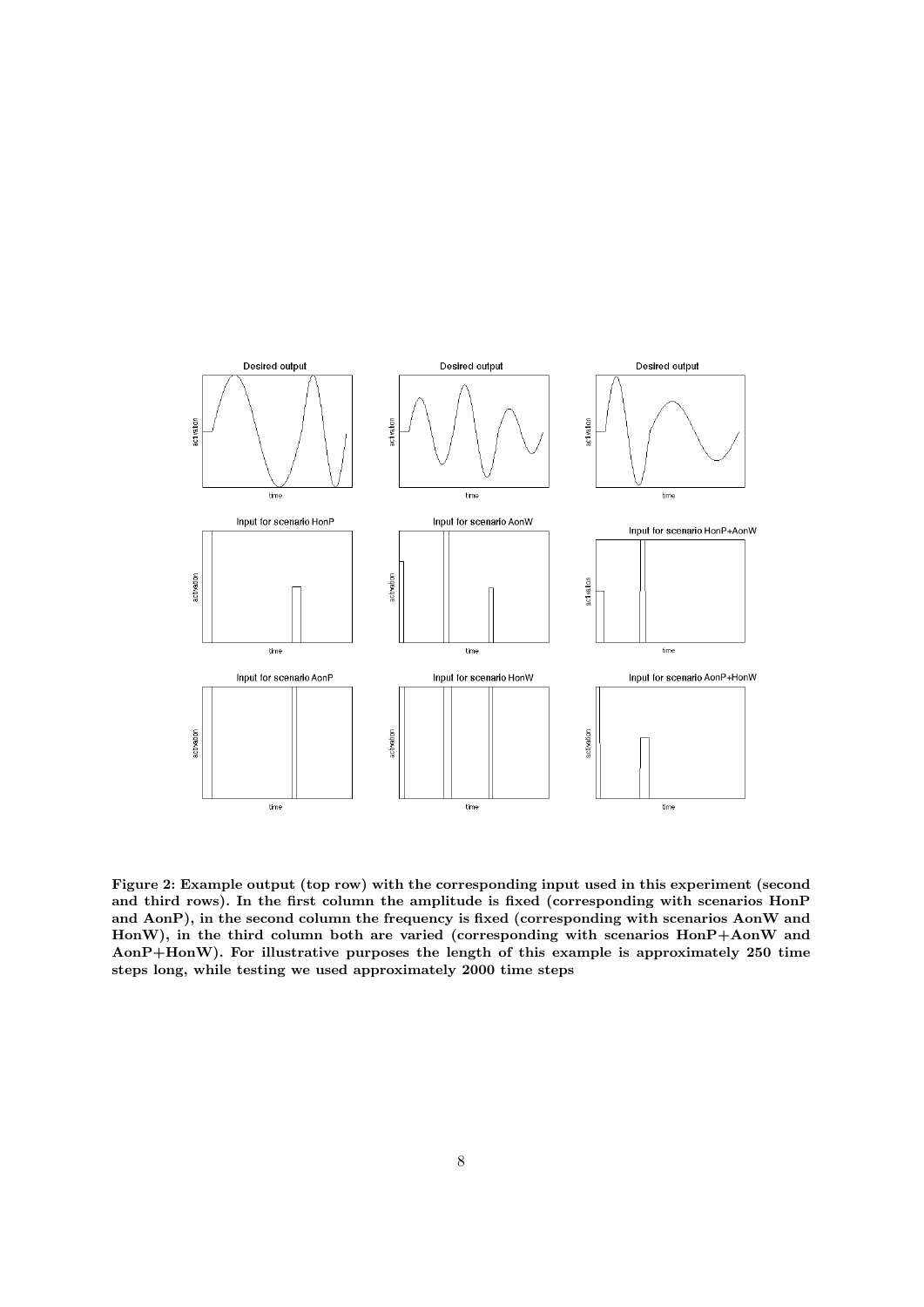Desired output

activation

time

Desired output

activation

time

Desired output

activation

time

Input for scenario HonP

activation

time

Input for scenario AonW

activation

time

Input for scenario HonP+AonW

activation

time

Input for scenario AonP

activation

time

Input for scenario HonW

activation

time

Input for scenario AonP+HonW

activation

time

**Figure 2: Example output (top row) with the corresponding input used in this experiment (second and third rows). In the first column the amplitude is fixed (corresponding with scenarios HonP and AonP), in the second column the frequency is fixed (corresponding with scenarios AonW and HonW), in the third column both are varied (corresponding with scenarios HonP+AonW and AonP+HonW). For illustrative purposes the length of this example is approximately 250 time steps long, while testing we used approximately 2000 time steps**